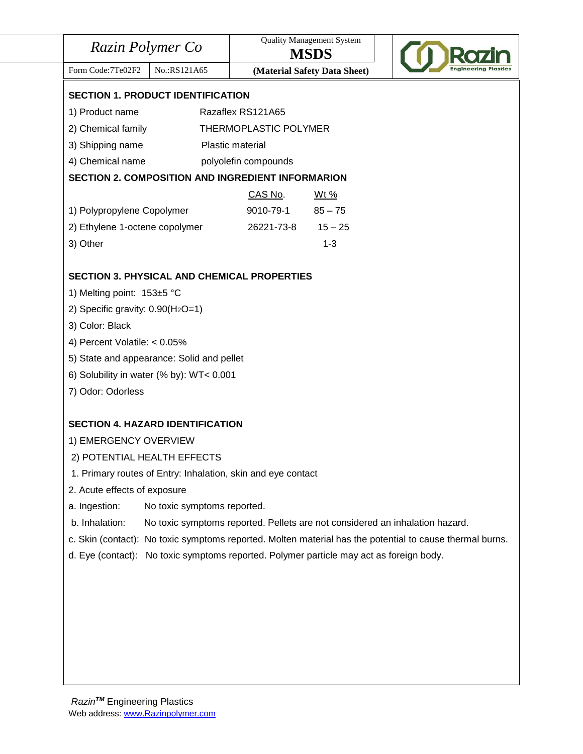| Razin Polymer Co | | Quality Management System **MSDS** |
|---|---|---|
| Form Code:7Te02F2 | No.:RS121A65 | **(Material Safety Data Sheet)** |

**SECTION 1. PRODUCT IDENTIFICATION**

| | |
|---|---|
| 1) Product name | Razaflex RS121A65 |
| 2) Chemical family | THERMOPLASTIC POLYMER |
| 3) Shipping name | Plastic material |
| 4) Chemical name | polyolefin compounds |

**SECTION 2. COMPOSITION AND INGREDIENT INFORMARION**

| | CAS No. | Wt % |
|---|---|---|
| 1) Polypropylene Copolymer | 9010-79-1 | 85 – 75 |
| 2) Ethylene 1-octene copolymer | 26221-73-8 | 15 – 25 |
| 3) Other | | 1-3 |

**SECTION 3. PHYSICAL AND CHEMICAL PROPERTIES**

1) Melting point: 153±5 °C

2) Specific gravity: 0.90($H_2O$=1)

3) Color: Black

4) Percent Volatile: < 0.05%

5) State and appearance: Solid and pellet

6) Solubility in water (% by): WT< 0.001

7) Odor: Odorless

**SECTION 4. HAZARD IDENTIFICATION**

1) EMERGENCY OVERVIEW

2) POTENTIAL HEALTH EFFECTS

1. Primary routes of Entry: Inhalation, skin and eye contact

2. Acute effects of exposure

a. Ingestion: No toxic symptoms reported.

b. Inhalation: No toxic symptoms reported. Pellets are not considered an inhalation hazard.

c. Skin (contact): No toxic symptoms reported. Molten material has the potential to cause thermal burns.

d. Eye (contact): No toxic symptoms reported. Polymer particle may act as foreign body.

*Razin*^TM Engineering Plastics
Web address: www.Razinpolymer.com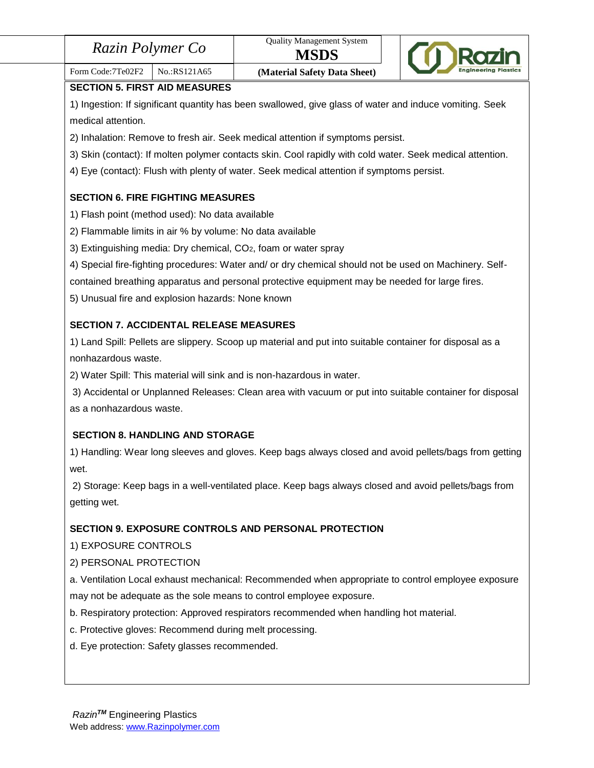## SECTION 5. FIRST AID MEASURES

1) Ingestion: If significant quantity has been swallowed, give glass of water and induce vomiting. Seek medical attention.

2) Inhalation: Remove to fresh air. Seek medical attention if symptoms persist.

3) Skin (contact): If molten polymer contacts skin. Cool rapidly with cold water. Seek medical attention.

4) Eye (contact): Flush with plenty of water. Seek medical attention if symptoms persist.

## SECTION 6. FIRE FIGHTING MEASURES

1) Flash point (method used): No data available

2) Flammable limits in air % by volume: No data available

3) Extinguishing media: Dry chemical, $CO_2$, foam or water spray

4) Special fire-fighting procedures: Water and/ or dry chemical should not be used on Machinery. Self-contained breathing apparatus and personal protective equipment may be needed for large fires.

5) Unusual fire and explosion hazards: None known

## SECTION 7. ACCIDENTAL RELEASE MEASURES

1) Land Spill: Pellets are slippery. Scoop up material and put into suitable container for disposal as a nonhazardous waste.

2) Water Spill: This material will sink and is non-hazardous in water.

3) Accidental or Unplanned Releases: Clean area with vacuum or put into suitable container for disposal as a nonhazardous waste.

## SECTION 8. HANDLING AND STORAGE

1) Handling: Wear long sleeves and gloves. Keep bags always closed and avoid pellets/bags from getting wet.

2) Storage: Keep bags in a well-ventilated place. Keep bags always closed and avoid pellets/bags from getting wet.

## SECTION 9. EXPOSURE CONTROLS AND PERSONAL PROTECTION

1) EXPOSURE CONTROLS

2) PERSONAL PROTECTION

a. Ventilation Local exhaust mechanical: Recommended when appropriate to control employee exposure may not be adequate as the sole means to control employee exposure.

b. Respiratory protection: Approved respirators recommended when handling hot material.

c. Protective gloves: Recommend during melt processing.

d. Eye protection: Safety glasses recommended.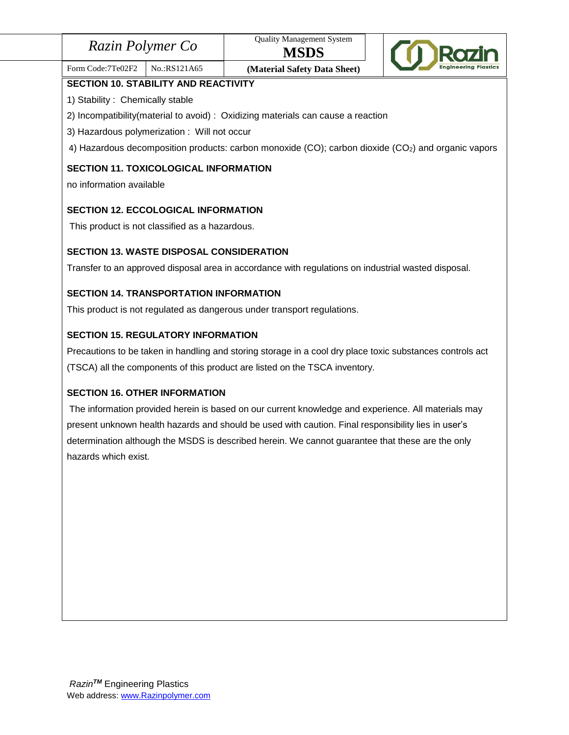## SECTION 10. STABILITY AND REACTIVITY

1) Stability : Chemically stable

2) Incompatibility(material to avoid) : Oxidizing materials can cause a reaction

3) Hazardous polymerization : Will not occur

4) Hazardous decomposition products: carbon monoxide (CO); carbon dioxide ($CO_2$) and organic vapors

## SECTION 11. TOXICOLOGICAL INFORMATION

no information available

## SECTION 12. ECCOLOGICAL INFORMATION

This product is not classified as a hazardous.

## SECTION 13. WASTE DISPOSAL CONSIDERATION

Transfer to an approved disposal area in accordance with regulations on industrial wasted disposal.

## SECTION 14. TRANSPORTATION INFORMATION

This product is not regulated as dangerous under transport regulations.

## SECTION 15. REGULATORY INFORMATION

Precautions to be taken in handling and storing storage in a cool dry place toxic substances controls act (TSCA) all the components of this product are listed on the TSCA inventory.

## SECTION 16. OTHER INFORMATION

The information provided herein is based on our current knowledge and experience. All materials may present unknown health hazards and should be used with caution. Final responsibility lies in user's determination although the MSDS is described herein. We cannot guarantee that these are the only hazards which exist.